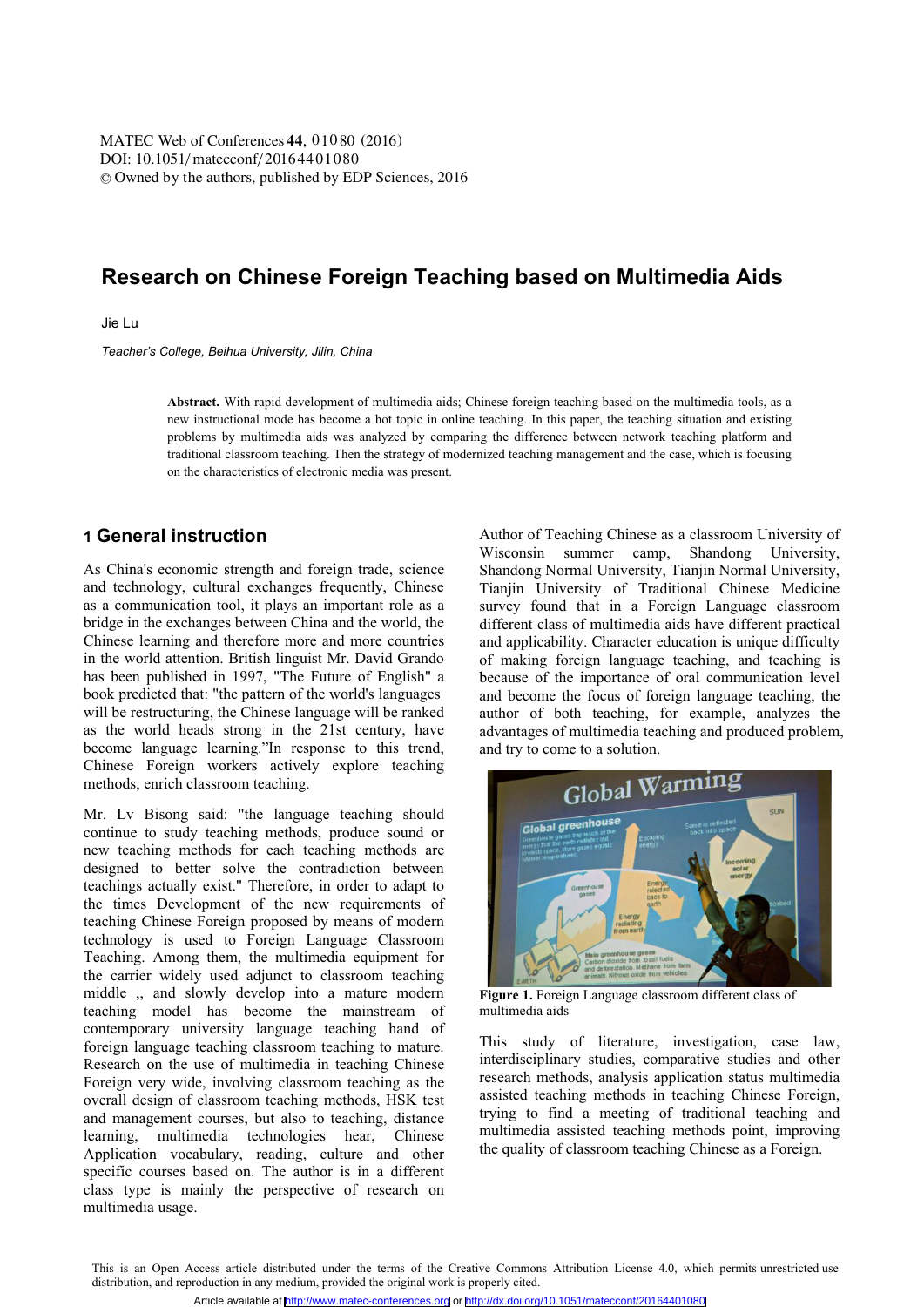# Research on Chinese Foreign Teaching based on Multimedia Aids

Jie Lu

*Teacher's College, Beihua University, Jilin, China*

**Abstract.** With rapid development of multimedia aids; Chinese foreign teaching based on the multimedia tools, as a new instructional mode has become a hot topic in online teaching. In this paper, the teaching situation and existing problems by multimedia aids was analyzed by comparing the difference between network teaching platform and traditional classroom teaching. Then the strategy of modernized teaching management and the case, which is focusing on the characteristics of electronic media was present.

## 1 General instruction

As China's economic strength and foreign trade, science and technology, cultural exchanges frequently, Chinese as a communication tool, it plays an important role as a bridge in the exchanges between China and the world, the Chinese learning and therefore more and more countries in the world attention. British linguist Mr. David Grando has been published in 1997, "The Future of English" a book predicted that: "the pattern of the world's languages will be restructuring, the Chinese language will be ranked as the world heads strong in the 21st century, have become language learning."In response to this trend, Chinese Foreign workers actively explore teaching methods, enrich classroom teaching.

Mr. Lv Bisong said: "the language teaching should continue to study teaching methods, produce sound or new teaching methods for each teaching methods are designed to better solve the contradiction between teachings actually exist." Therefore, in order to adapt to the times Development of the new requirements of teaching Chinese Foreign proposed by means of modern technology is used to Foreign Language Classroom Teaching. Among them, the multimedia equipment for the carrier widely used adjunct to classroom teaching middle ,, and slowly develop into a mature modern teaching model has become the mainstream of contemporary university language teaching hand of foreign language teaching classroom teaching to mature. Research on the use of multimedia in teaching Chinese Foreign very wide, involving classroom teaching as the overall design of classroom teaching methods, HSK test and management courses, but also to teaching, distance learning, multimedia technologies hear, Chinese Application vocabulary, reading, culture and other specific courses based on. The author is in a different class type is mainly the perspective of research on multimedia usage.

Author of Teaching Chinese as a classroom University of Wisconsin summer camp, Shandong University, Shandong Normal University, Tianjin Normal University, Tianjin University of Traditional Chinese Medicine survey found that in a Foreign Language classroom different class of multimedia aids have different practical and applicability. Character education is unique difficulty of making foreign language teaching, and teaching is because of the importance of oral communication level and become the focus of foreign language teaching, the author of both teaching, for example, analyzes the advantages of multimedia teaching and produced problem, and try to come to a solution.

**Figure 1.** Foreign Language classroom different class of multimedia aids

This study of literature, investigation, case law, interdisciplinary studies, comparative studies and other research methods, analysis application status multimedia assisted teaching methods in teaching Chinese Foreign, trying to find a meeting of traditional teaching and multimedia assisted teaching methods point, improving the quality of classroom teaching Chinese as a Foreign.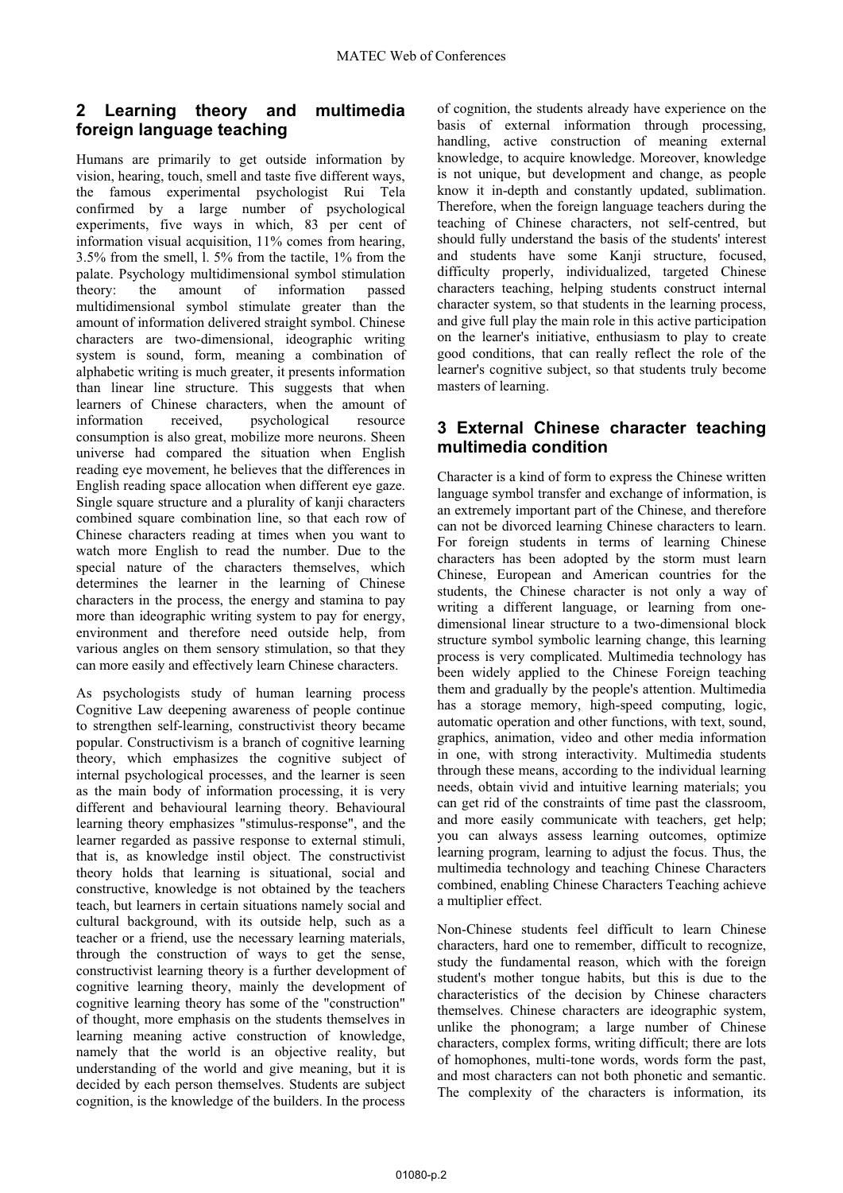## 2 Learning theory and multimedia foreign language teaching

Humans are primarily to get outside information by vision, hearing, touch, smell and taste five different ways, the famous experimental psychologist Rui Tela confirmed by a large number of psychological experiments, five ways in which, 83 per cent of information visual acquisition, 11% comes from hearing, 3.5% from the smell, l. 5% from the tactile, 1% from the palate. Psychology multidimensional symbol stimulation theory: the amount of information passed multidimensional symbol stimulate greater than the amount of information delivered straight symbol. Chinese characters are two-dimensional, ideographic writing system is sound, form, meaning a combination of alphabetic writing is much greater, it presents information than linear line structure. This suggests that when learners of Chinese characters, when the amount of information received, psychological resource consumption is also great, mobilize more neurons. Sheen universe had compared the situation when English reading eye movement, he believes that the differences in English reading space allocation when different eye gaze. Single square structure and a plurality of kanji characters combined square combination line, so that each row of Chinese characters reading at times when you want to watch more English to read the number. Due to the special nature of the characters themselves, which determines the learner in the learning of Chinese characters in the process, the energy and stamina to pay more than ideographic writing system to pay for energy, environment and therefore need outside help, from various angles on them sensory stimulation, so that they can more easily and effectively learn Chinese characters.

As psychologists study of human learning process Cognitive Law deepening awareness of people continue to strengthen self-learning, constructivist theory became popular. Constructivism is a branch of cognitive learning theory, which emphasizes the cognitive subject of internal psychological processes, and the learner is seen as the main body of information processing, it is very different and behavioural learning theory. Behavioural learning theory emphasizes "stimulus-response", and the learner regarded as passive response to external stimuli, that is, as knowledge instil object. The constructivist theory holds that learning is situational, social and constructive, knowledge is not obtained by the teachers teach, but learners in certain situations namely social and cultural background, with its outside help, such as a teacher or a friend, use the necessary learning materials, through the construction of ways to get the sense, constructivist learning theory is a further development of cognitive learning theory, mainly the development of cognitive learning theory has some of the "construction" of thought, more emphasis on the students themselves in learning meaning active construction of knowledge, namely that the world is an objective reality, but understanding of the world and give meaning, but it is decided by each person themselves. Students are subject cognition, is the knowledge of the builders. In the process of cognition, the students already have experience on the basis of external information through processing, handling, active construction of meaning external knowledge, to acquire knowledge. Moreover, knowledge is not unique, but development and change, as people know it in-depth and constantly updated, sublimation. Therefore, when the foreign language teachers during the teaching of Chinese characters, not self-centred, but should fully understand the basis of the students' interest and students have some Kanji structure, focused, difficulty properly, individualized, targeted Chinese characters teaching, helping students construct internal character system, so that students in the learning process, and give full play the main role in this active participation on the learner's initiative, enthusiasm to play to create good conditions, that can really reflect the role of the learner's cognitive subject, so that students truly become masters of learning.

## 3 External Chinese character teaching multimedia condition

Character is a kind of form to express the Chinese written language symbol transfer and exchange of information, is an extremely important part of the Chinese, and therefore can not be divorced learning Chinese characters to learn. For foreign students in terms of learning Chinese characters has been adopted by the storm must learn Chinese, European and American countries for the students, the Chinese character is not only a way of writing a different language, or learning from one-dimensional linear structure to a two-dimensional block structure symbol symbolic learning change, this learning process is very complicated. Multimedia technology has been widely applied to the Chinese Foreign teaching them and gradually by the people's attention. Multimedia has a storage memory, high-speed computing, logic, automatic operation and other functions, with text, sound, graphics, animation, video and other media information in one, with strong interactivity. Multimedia students through these means, according to the individual learning needs, obtain vivid and intuitive learning materials; you can get rid of the constraints of time past the classroom, and more easily communicate with teachers, get help; you can always assess learning outcomes, optimize learning program, learning to adjust the focus. Thus, the multimedia technology and teaching Chinese Characters combined, enabling Chinese Characters Teaching achieve a multiplier effect.

Non-Chinese students feel difficult to learn Chinese characters, hard one to remember, difficult to recognize, study the fundamental reason, which with the foreign student's mother tongue habits, but this is due to the characteristics of the decision by Chinese characters themselves. Chinese characters are ideographic system, unlike the phonogram; a large number of Chinese characters, complex forms, writing difficult; there are lots of homophones, multi-tone words, words form the past, and most characters can not both phonetic and semantic. The complexity of the characters is information, its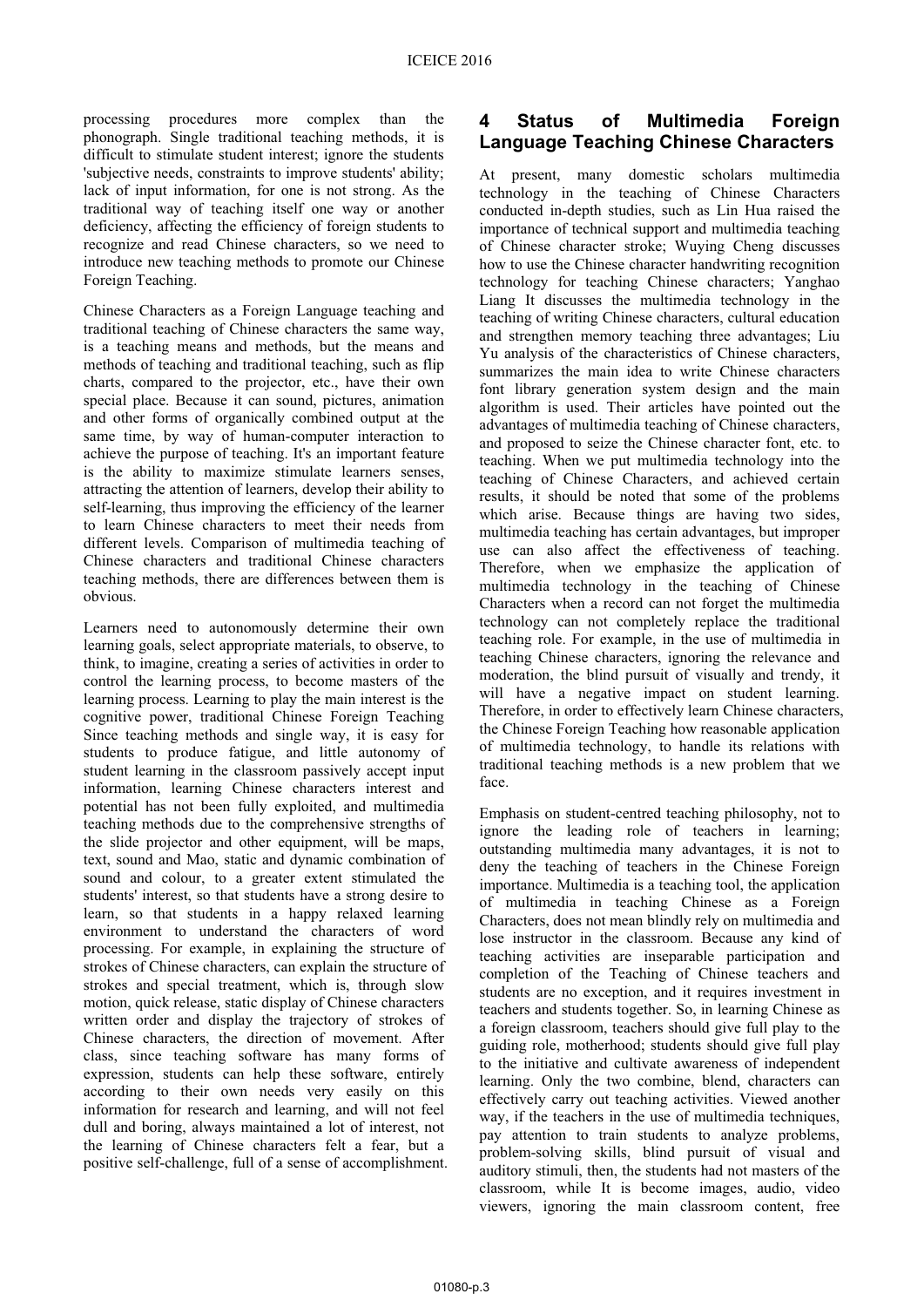processing procedures more complex than the phonograph. Single traditional teaching methods, it is difficult to stimulate student interest; ignore the students 'subjective needs, constraints to improve students' ability; lack of input information, for one is not strong. As the traditional way of teaching itself one way or another deficiency, affecting the efficiency of foreign students to recognize and read Chinese characters, so we need to introduce new teaching methods to promote our Chinese Foreign Teaching.

Chinese Characters as a Foreign Language teaching and traditional teaching of Chinese characters the same way, is a teaching means and methods, but the means and methods of teaching and traditional teaching, such as flip charts, compared to the projector, etc., have their own special place. Because it can sound, pictures, animation and other forms of organically combined output at the same time, by way of human-computer interaction to achieve the purpose of teaching. It's an important feature is the ability to maximize stimulate learners senses, attracting the attention of learners, develop their ability to self-learning, thus improving the efficiency of the learner to learn Chinese characters to meet their needs from different levels. Comparison of multimedia teaching of Chinese characters and traditional Chinese characters teaching methods, there are differences between them is obvious.

Learners need to autonomously determine their own learning goals, select appropriate materials, to observe, to think, to imagine, creating a series of activities in order to control the learning process, to become masters of the learning process. Learning to play the main interest is the cognitive power, traditional Chinese Foreign Teaching Since teaching methods and single way, it is easy for students to produce fatigue, and little autonomy of student learning in the classroom passively accept input information, learning Chinese characters interest and potential has not been fully exploited, and multimedia teaching methods due to the comprehensive strengths of the slide projector and other equipment, will be maps, text, sound and Mao, static and dynamic combination of sound and colour, to a greater extent stimulated the students' interest, so that students have a strong desire to learn, so that students in a happy relaxed learning environment to understand the characters of word processing. For example, in explaining the structure of strokes of Chinese characters, can explain the structure of strokes and special treatment, which is, through slow motion, quick release, static display of Chinese characters written order and display the trajectory of strokes of Chinese characters, the direction of movement. After class, since teaching software has many forms of expression, students can help these software, entirely according to their own needs very easily on this information for research and learning, and will not feel dull and boring, always maintained a lot of interest, not the learning of Chinese characters felt a fear, but a positive self-challenge, full of a sense of accomplishment.

## 4 Status of Multimedia Foreign Language Teaching Chinese Characters

At present, many domestic scholars multimedia technology in the teaching of Chinese Characters conducted in-depth studies, such as Lin Hua raised the importance of technical support and multimedia teaching of Chinese character stroke; Wuying Cheng discusses how to use the Chinese character handwriting recognition technology for teaching Chinese characters; Yanghao Liang It discusses the multimedia technology in the teaching of writing Chinese characters, cultural education and strengthen memory teaching three advantages; Liu Yu analysis of the characteristics of Chinese characters, summarizes the main idea to write Chinese characters font library generation system design and the main algorithm is used. Their articles have pointed out the advantages of multimedia teaching of Chinese characters, and proposed to seize the Chinese character font, etc. to teaching. When we put multimedia technology into the teaching of Chinese Characters, and achieved certain results, it should be noted that some of the problems which arise. Because things are having two sides, multimedia teaching has certain advantages, but improper use can also affect the effectiveness of teaching. Therefore, when we emphasize the application of multimedia technology in the teaching of Chinese Characters when a record can not forget the multimedia technology can not completely replace the traditional teaching role. For example, in the use of multimedia in teaching Chinese characters, ignoring the relevance and moderation, the blind pursuit of visually and trendy, it will have a negative impact on student learning. Therefore, in order to effectively learn Chinese characters, the Chinese Foreign Teaching how reasonable application of multimedia technology, to handle its relations with traditional teaching methods is a new problem that we face.

Emphasis on student-centred teaching philosophy, not to ignore the leading role of teachers in learning; outstanding multimedia many advantages, it is not to deny the teaching of teachers in the Chinese Foreign importance. Multimedia is a teaching tool, the application of multimedia in teaching Chinese as a Foreign Characters, does not mean blindly rely on multimedia and lose instructor in the classroom. Because any kind of teaching activities are inseparable participation and completion of the Teaching of Chinese teachers and students are no exception, and it requires investment in teachers and students together. So, in learning Chinese as a foreign classroom, teachers should give full play to the guiding role, motherhood; students should give full play to the initiative and cultivate awareness of independent learning. Only the two combine, blend, characters can effectively carry out teaching activities. Viewed another way, if the teachers in the use of multimedia techniques, pay attention to train students to analyze problems, problem-solving skills, blind pursuit of visual and auditory stimuli, then, the students had not masters of the classroom, while It is become images, audio, video viewers, ignoring the main classroom content, free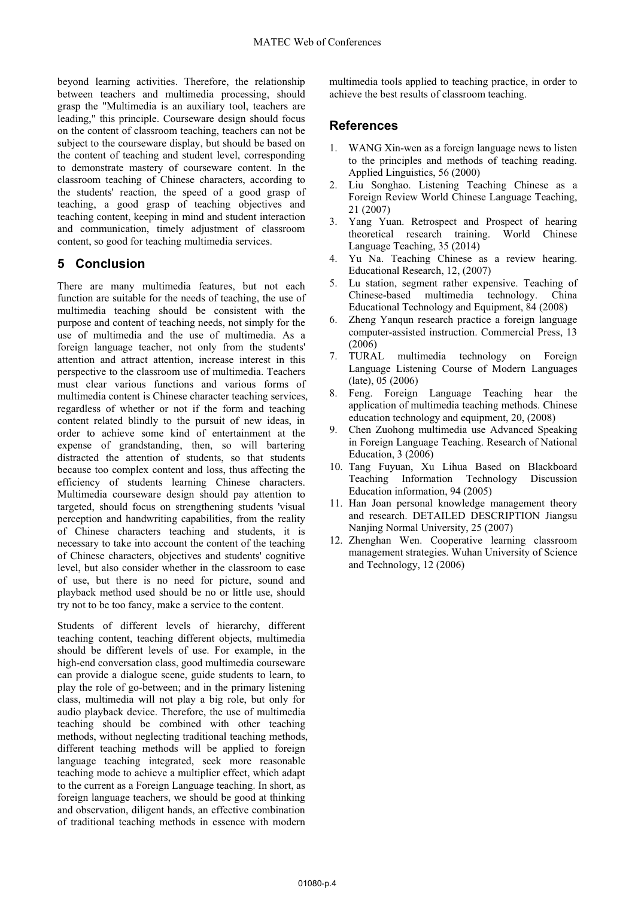beyond learning activities. Therefore, the relationship between teachers and multimedia processing, should grasp the "Multimedia is an auxiliary tool, teachers are leading," this principle. Courseware design should focus on the content of classroom teaching, teachers can not be subject to the courseware display, but should be based on the content of teaching and student level, corresponding to demonstrate mastery of courseware content. In the classroom teaching of Chinese characters, according to the students' reaction, the speed of a good grasp of teaching, a good grasp of teaching objectives and teaching content, keeping in mind and student interaction and communication, timely adjustment of classroom content, so good for teaching multimedia services.

## 5 Conclusion

There are many multimedia features, but not each function are suitable for the needs of teaching, the use of multimedia teaching should be consistent with the purpose and content of teaching needs, not simply for the use of multimedia and the use of multimedia. As a foreign language teacher, not only from the students' attention and attract attention, increase interest in this perspective to the classroom use of multimedia. Teachers must clear various functions and various forms of multimedia content is Chinese character teaching services, regardless of whether or not if the form and teaching content related blindly to the pursuit of new ideas, in order to achieve some kind of entertainment at the expense of grandstanding, then, so will bartering distracted the attention of students, so that students because too complex content and loss, thus affecting the efficiency of students learning Chinese characters. Multimedia courseware design should pay attention to targeted, should focus on strengthening students 'visual perception and handwriting capabilities, from the reality of Chinese characters teaching and students, it is necessary to take into account the content of the teaching of Chinese characters, objectives and students' cognitive level, but also consider whether in the classroom to ease of use, but there is no need for picture, sound and playback method used should be no or little use, should try not to be too fancy, make a service to the content.

Students of different levels of hierarchy, different teaching content, teaching different objects, multimedia should be different levels of use. For example, in the high-end conversation class, good multimedia courseware can provide a dialogue scene, guide students to learn, to play the role of go-between; and in the primary listening class, multimedia will not play a big role, but only for audio playback device. Therefore, the use of multimedia teaching should be combined with other teaching methods, without neglecting traditional teaching methods, different teaching methods will be applied to foreign language teaching integrated, seek more reasonable teaching mode to achieve a multiplier effect, which adapt to the current as a Foreign Language teaching. In short, as foreign language teachers, we should be good at thinking and observation, diligent hands, an effective combination of traditional teaching methods in essence with modern multimedia tools applied to teaching practice, in order to achieve the best results of classroom teaching.

## References

1. WANG Xin-wen as a foreign language news to listen to the principles and methods of teaching reading. Applied Linguistics, 56 (2000)
2. Liu Songhao. Listening Teaching Chinese as a Foreign Review World Chinese Language Teaching, 21 (2007)
3. Yang Yuan. Retrospect and Prospect of hearing theoretical research training. World Chinese Language Teaching, 35 (2014)
4. Yu Na. Teaching Chinese as a review hearing. Educational Research, 12, (2007)
5. Lu station, segment rather expensive. Teaching of Chinese-based multimedia technology. China Educational Technology and Equipment, 84 (2008)
6. Zheng Yanqun research practice a foreign language computer-assisted instruction. Commercial Press, 13 (2006)
7. TURAL multimedia technology on Foreign Language Listening Course of Modern Languages (late), 05 (2006)
8. Feng. Foreign Language Teaching hear the application of multimedia teaching methods. Chinese education technology and equipment, 20, (2008)
9. Chen Zuohong multimedia use Advanced Speaking in Foreign Language Teaching. Research of National Education, 3 (2006)
10. Tang Fuyuan, Xu Lihua Based on Blackboard Teaching Information Technology Discussion Education information, 94 (2005)
11. Han Joan personal knowledge management theory and research. DETAILED DESCRIPTION Jiangsu Nanjing Normal University, 25 (2007)
12. Zhenghan Wen. Cooperative learning classroom management strategies. Wuhan University of Science and Technology, 12 (2006)